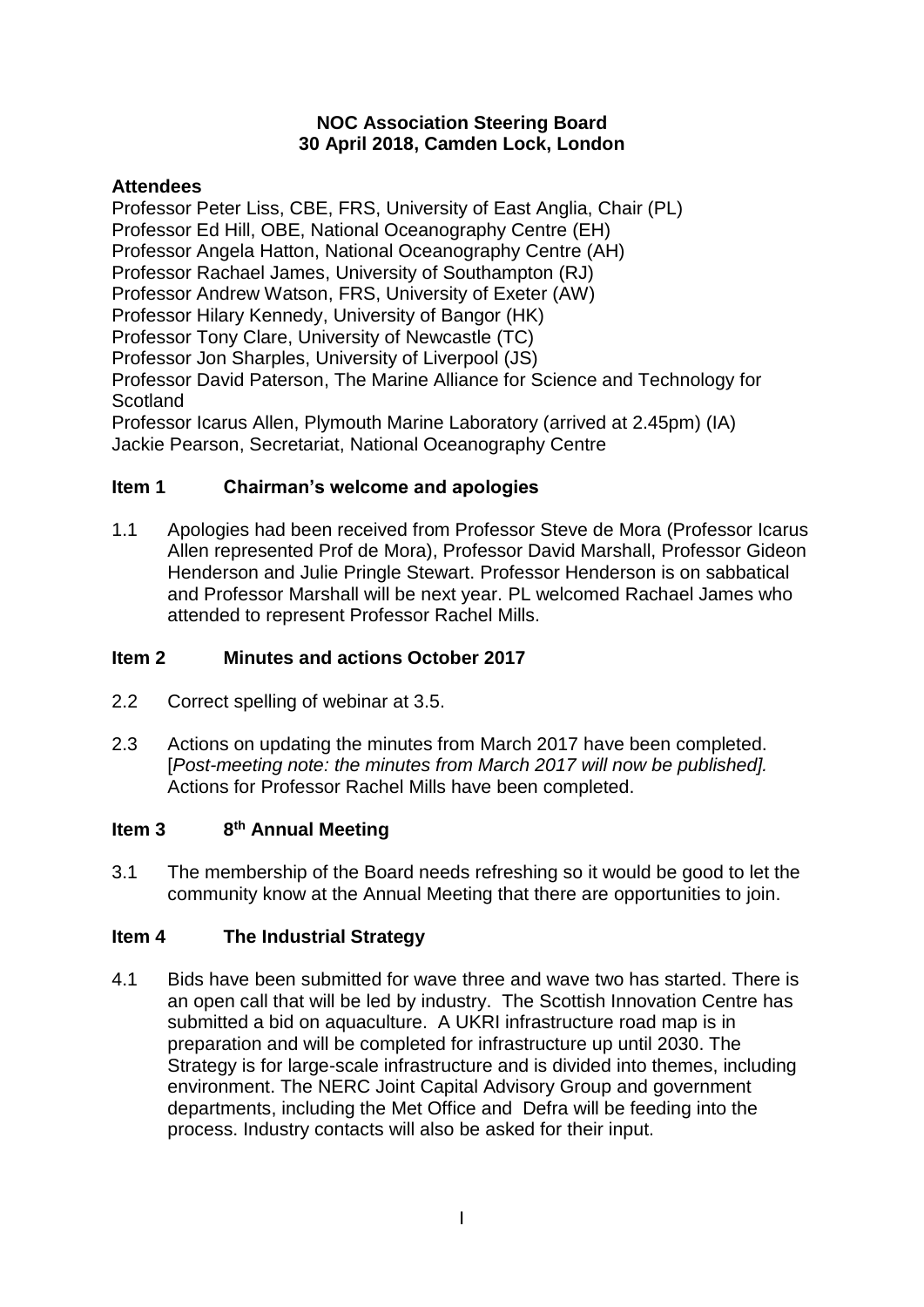**NOC Association Steering Board**
**30 April 2018, Camden Lock, London**

**Attendees**

Professor Peter Liss, CBE, FRS, University of East Anglia, Chair (PL)
Professor Ed Hill, OBE, National Oceanography Centre (EH)
Professor Angela Hatton, National Oceanography Centre (AH)
Professor Rachael James, University of Southampton (RJ)
Professor Andrew Watson, FRS, University of Exeter (AW)
Professor Hilary Kennedy, University of Bangor (HK)
Professor Tony Clare, University of Newcastle (TC)
Professor Jon Sharples, University of Liverpool (JS)
Professor David Paterson, The Marine Alliance for Science and Technology for Scotland
Professor Icarus Allen, Plymouth Marine Laboratory (arrived at 2.45pm) (IA)
Jackie Pearson, Secretariat, National Oceanography Centre

## Item 1 Chairman's welcome and apologies

1.1 Apologies had been received from Professor Steve de Mora (Professor Icarus Allen represented Prof de Mora), Professor David Marshall, Professor Gideon Henderson and Julie Pringle Stewart. Professor Henderson is on sabbatical and Professor Marshall will be next year. PL welcomed Rachael James who attended to represent Professor Rachel Mills.

## Item 2 Minutes and actions October 2017

2.2 Correct spelling of webinar at 3.5.

2.3 Actions on updating the minutes from March 2017 have been completed. [*Post-meeting note: the minutes from March 2017 will now be published].* Actions for Professor Rachel Mills have been completed.

## Item 3 8th Annual Meeting

3.1 The membership of the Board needs refreshing so it would be good to let the community know at the Annual Meeting that there are opportunities to join.

## Item 4 The Industrial Strategy

4.1 Bids have been submitted for wave three and wave two has started. There is an open call that will be led by industry. The Scottish Innovation Centre has submitted a bid on aquaculture. A UKRI infrastructure road map is in preparation and will be completed for infrastructure up until 2030. The Strategy is for large-scale infrastructure and is divided into themes, including environment. The NERC Joint Capital Advisory Group and government departments, including the Met Office and Defra will be feeding into the process. Industry contacts will also be asked for their input.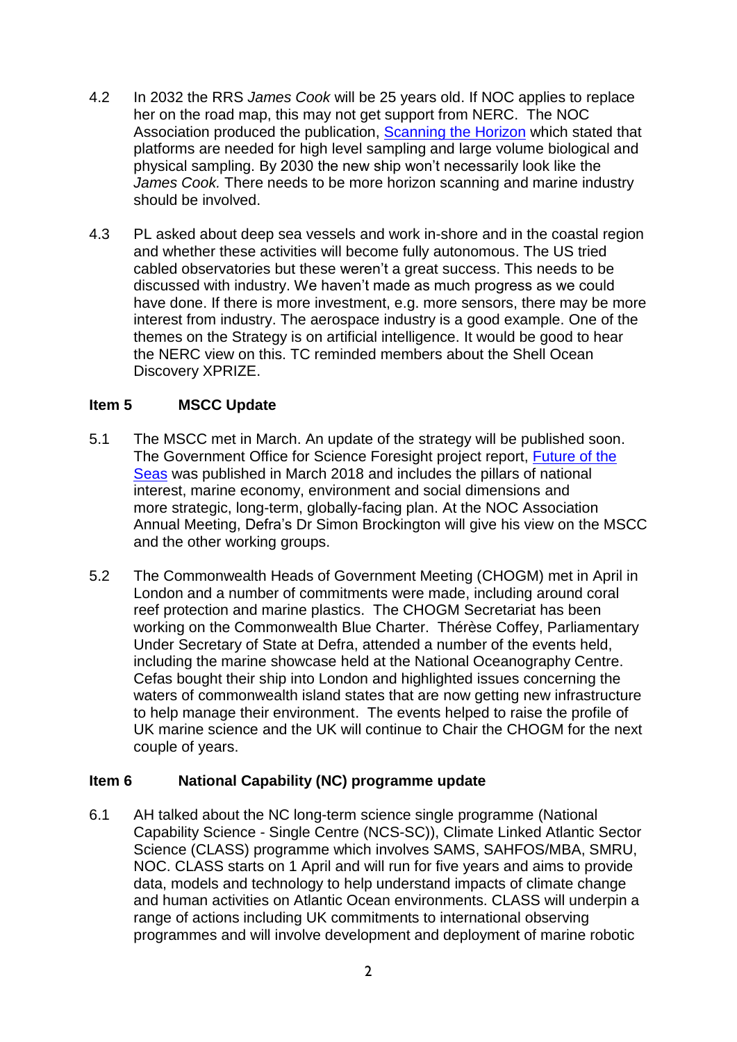4.2 In 2032 the RRS *James Cook* will be 25 years old. If NOC applies to replace her on the road map, this may not get support from NERC. The NOC Association produced the publication, [Scanning the Horizon] which stated that platforms are needed for high level sampling and large volume biological and physical sampling. By 2030 the new ship won't necessarily look like the *James Cook.* There needs to be more horizon scanning and marine industry should be involved.

4.3 PL asked about deep sea vessels and work in-shore and in the coastal region and whether these activities will become fully autonomous. The US tried cabled observatories but these weren't a great success. This needs to be discussed with industry. We haven't made as much progress as we could have done. If there is more investment, e.g. more sensors, there may be more interest from industry. The aerospace industry is a good example. One of the themes on the Strategy is on artificial intelligence. It would be good to hear the NERC view on this. TC reminded members about the Shell Ocean Discovery XPRIZE.

### Item 5 MSCC Update

5.1 The MSCC met in March. An update of the strategy will be published soon. The Government Office for Science Foresight project report, [Future of the Seas] was published in March 2018 and includes the pillars of national interest, marine economy, environment and social dimensions and more strategic, long-term, globally-facing plan. At the NOC Association Annual Meeting, Defra's Dr Simon Brockington will give his view on the MSCC and the other working groups.

5.2 The Commonwealth Heads of Government Meeting (CHOGM) met in April in London and a number of commitments were made, including around coral reef protection and marine plastics. The CHOGM Secretariat has been working on the Commonwealth Blue Charter. Thérèse Coffey, Parliamentary Under Secretary of State at Defra, attended a number of the events held, including the marine showcase held at the National Oceanography Centre. Cefas bought their ship into London and highlighted issues concerning the waters of commonwealth island states that are now getting new infrastructure to help manage their environment. The events helped to raise the profile of UK marine science and the UK will continue to Chair the CHOGM for the next couple of years.

### Item 6 National Capability (NC) programme update

6.1 AH talked about the NC long-term science single programme (National Capability Science - Single Centre (NCS-SC)), Climate Linked Atlantic Sector Science (CLASS) programme which involves SAMS, SAHFOS/MBA, SMRU, NOC. CLASS starts on 1 April and will run for five years and aims to provide data, models and technology to help understand impacts of climate change and human activities on Atlantic Ocean environments. CLASS will underpin a range of actions including UK commitments to international observing programmes and will involve development and deployment of marine robotic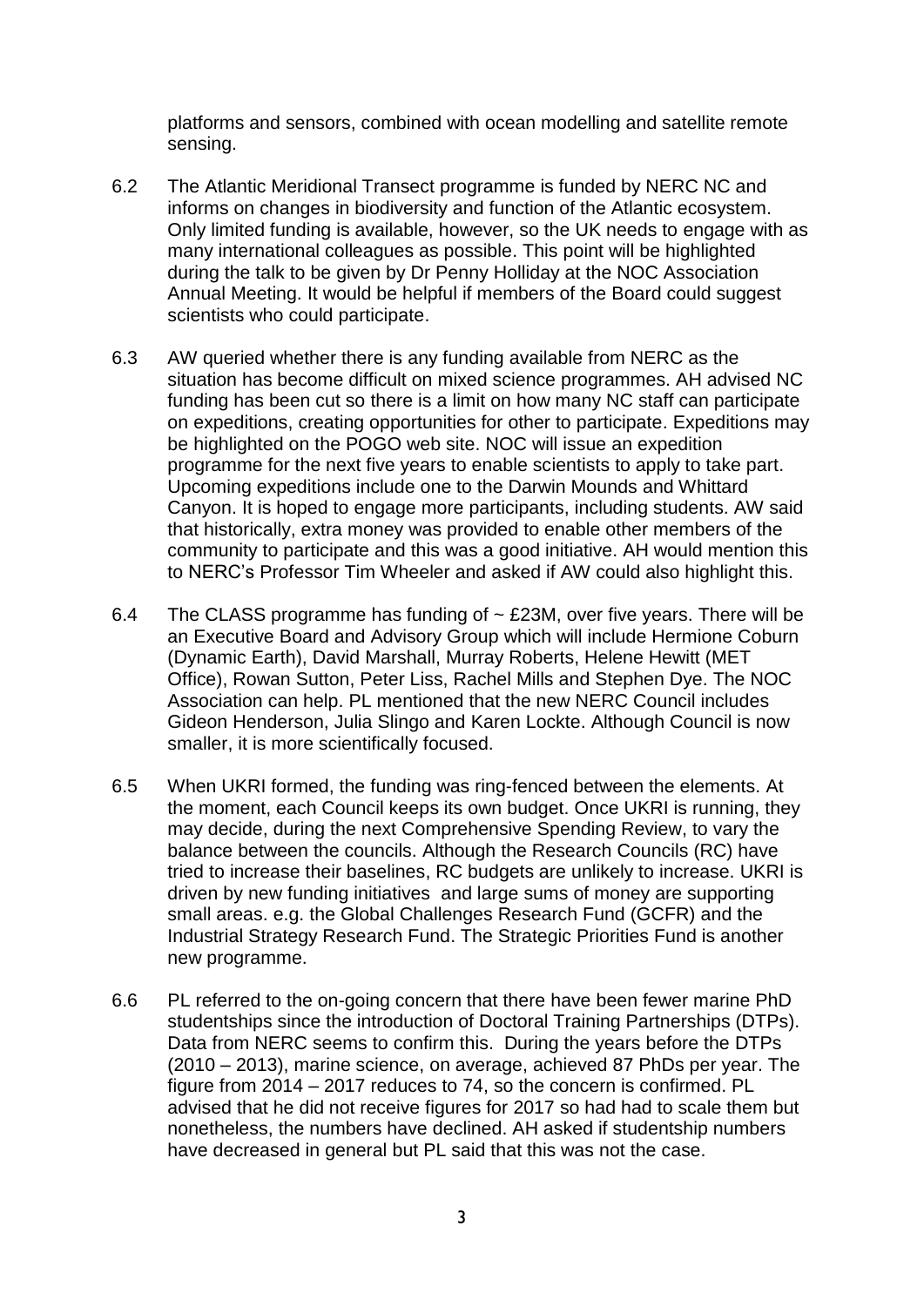platforms and sensors, combined with ocean modelling and satellite remote sensing.

6.2 The Atlantic Meridional Transect programme is funded by NERC NC and informs on changes in biodiversity and function of the Atlantic ecosystem. Only limited funding is available, however, so the UK needs to engage with as many international colleagues as possible. This point will be highlighted during the talk to be given by Dr Penny Holliday at the NOC Association Annual Meeting. It would be helpful if members of the Board could suggest scientists who could participate.

6.3 AW queried whether there is any funding available from NERC as the situation has become difficult on mixed science programmes. AH advised NC funding has been cut so there is a limit on how many NC staff can participate on expeditions, creating opportunities for other to participate. Expeditions may be highlighted on the POGO web site. NOC will issue an expedition programme for the next five years to enable scientists to apply to take part. Upcoming expeditions include one to the Darwin Mounds and Whittard Canyon. It is hoped to engage more participants, including students. AW said that historically, extra money was provided to enable other members of the community to participate and this was a good initiative. AH would mention this to NERC's Professor Tim Wheeler and asked if AW could also highlight this.

6.4 The CLASS programme has funding of ~ £23M, over five years. There will be an Executive Board and Advisory Group which will include Hermione Coburn (Dynamic Earth), David Marshall, Murray Roberts, Helene Hewitt (MET Office), Rowan Sutton, Peter Liss, Rachel Mills and Stephen Dye. The NOC Association can help. PL mentioned that the new NERC Council includes Gideon Henderson, Julia Slingo and Karen Lockte. Although Council is now smaller, it is more scientifically focused.

6.5 When UKRI formed, the funding was ring-fenced between the elements. At the moment, each Council keeps its own budget. Once UKRI is running, they may decide, during the next Comprehensive Spending Review, to vary the balance between the councils. Although the Research Councils (RC) have tried to increase their baselines, RC budgets are unlikely to increase. UKRI is driven by new funding initiatives and large sums of money are supporting small areas. e.g. the Global Challenges Research Fund (GCFR) and the Industrial Strategy Research Fund. The Strategic Priorities Fund is another new programme.

6.6 PL referred to the on-going concern that there have been fewer marine PhD studentships since the introduction of Doctoral Training Partnerships (DTPs). Data from NERC seems to confirm this. During the years before the DTPs (2010 – 2013), marine science, on average, achieved 87 PhDs per year. The figure from 2014 – 2017 reduces to 74, so the concern is confirmed. PL advised that he did not receive figures for 2017 so had had to scale them but nonetheless, the numbers have declined. AH asked if studentship numbers have decreased in general but PL said that this was not the case.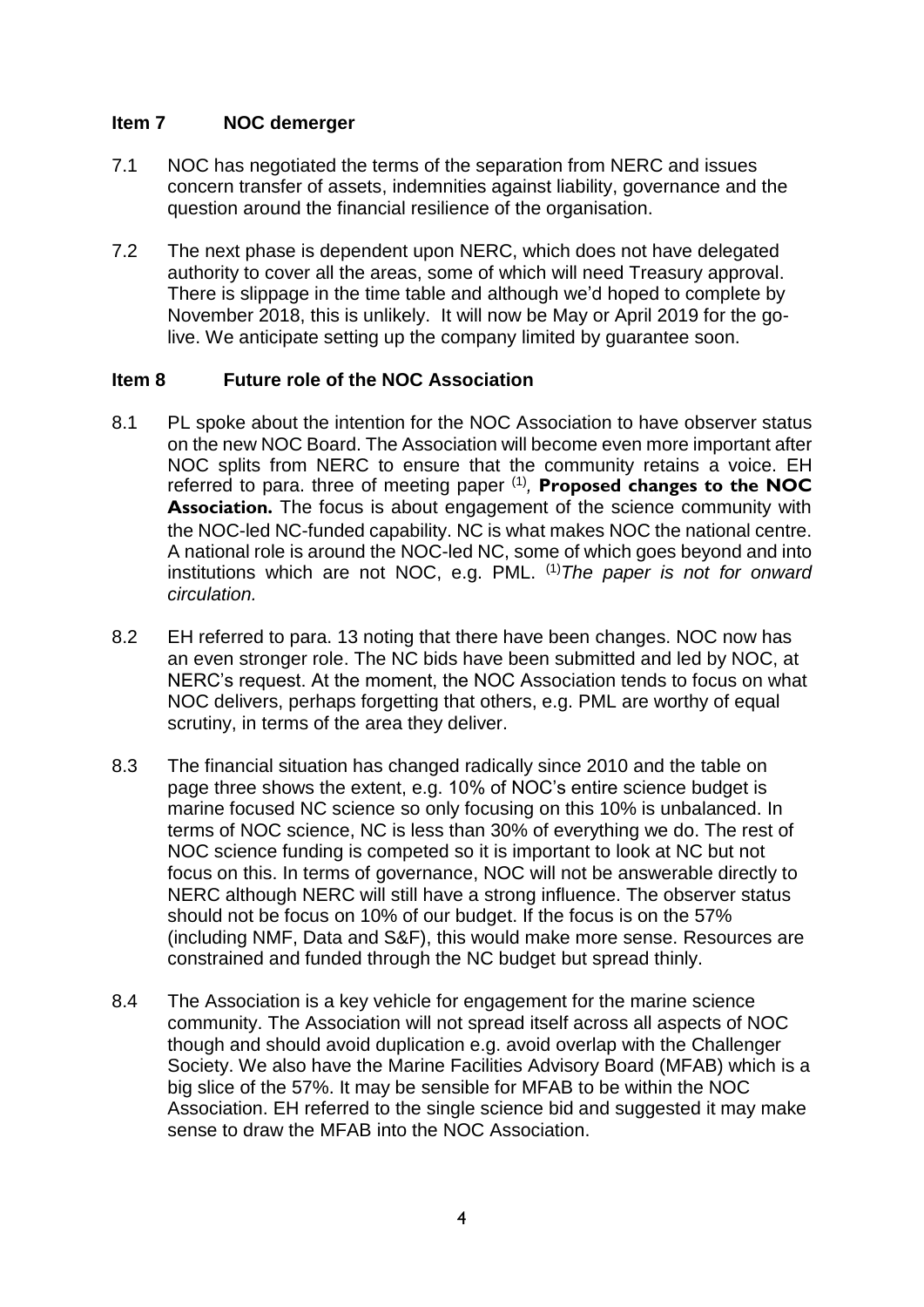## Item 7 NOC demerger

7.1 NOC has negotiated the terms of the separation from NERC and issues concern transfer of assets, indemnities against liability, governance and the question around the financial resilience of the organisation.

7.2 The next phase is dependent upon NERC, which does not have delegated authority to cover all the areas, some of which will need Treasury approval. There is slippage in the time table and although we'd hoped to complete by November 2018, this is unlikely. It will now be May or April 2019 for the go-live. We anticipate setting up the company limited by guarantee soon.

## Item 8 Future role of the NOC Association

8.1 PL spoke about the intention for the NOC Association to have observer status on the new NOC Board. The Association will become even more important after NOC splits from NERC to ensure that the community retains a voice. EH referred to para. three of meeting paper [(1)], **Proposed changes to the NOC Association.** The focus is about engagement of the science community with the NOC-led NC-funded capability. NC is what makes NOC the national centre. A national role is around the NOC-led NC, some of which goes beyond and into institutions which are not NOC, e.g. PML. [(1)]*The paper is not for onward circulation.*

8.2 EH referred to para. 13 noting that there have been changes. NOC now has an even stronger role. The NC bids have been submitted and led by NOC, at NERC's request. At the moment, the NOC Association tends to focus on what NOC delivers, perhaps forgetting that others, e.g. PML are worthy of equal scrutiny, in terms of the area they deliver.

8.3 The financial situation has changed radically since 2010 and the table on page three shows the extent, e.g. 10% of NOC's entire science budget is marine focused NC science so only focusing on this 10% is unbalanced. In terms of NOC science, NC is less than 30% of everything we do. The rest of NOC science funding is competed so it is important to look at NC but not focus on this. In terms of governance, NOC will not be answerable directly to NERC although NERC will still have a strong influence. The observer status should not be focus on 10% of our budget. If the focus is on the 57% (including NMF, Data and S&F), this would make more sense. Resources are constrained and funded through the NC budget but spread thinly.

8.4 The Association is a key vehicle for engagement for the marine science community. The Association will not spread itself across all aspects of NOC though and should avoid duplication e.g. avoid overlap with the Challenger Society. We also have the Marine Facilities Advisory Board (MFAB) which is a big slice of the 57%. It may be sensible for MFAB to be within the NOC Association. EH referred to the single science bid and suggested it may make sense to draw the MFAB into the NOC Association.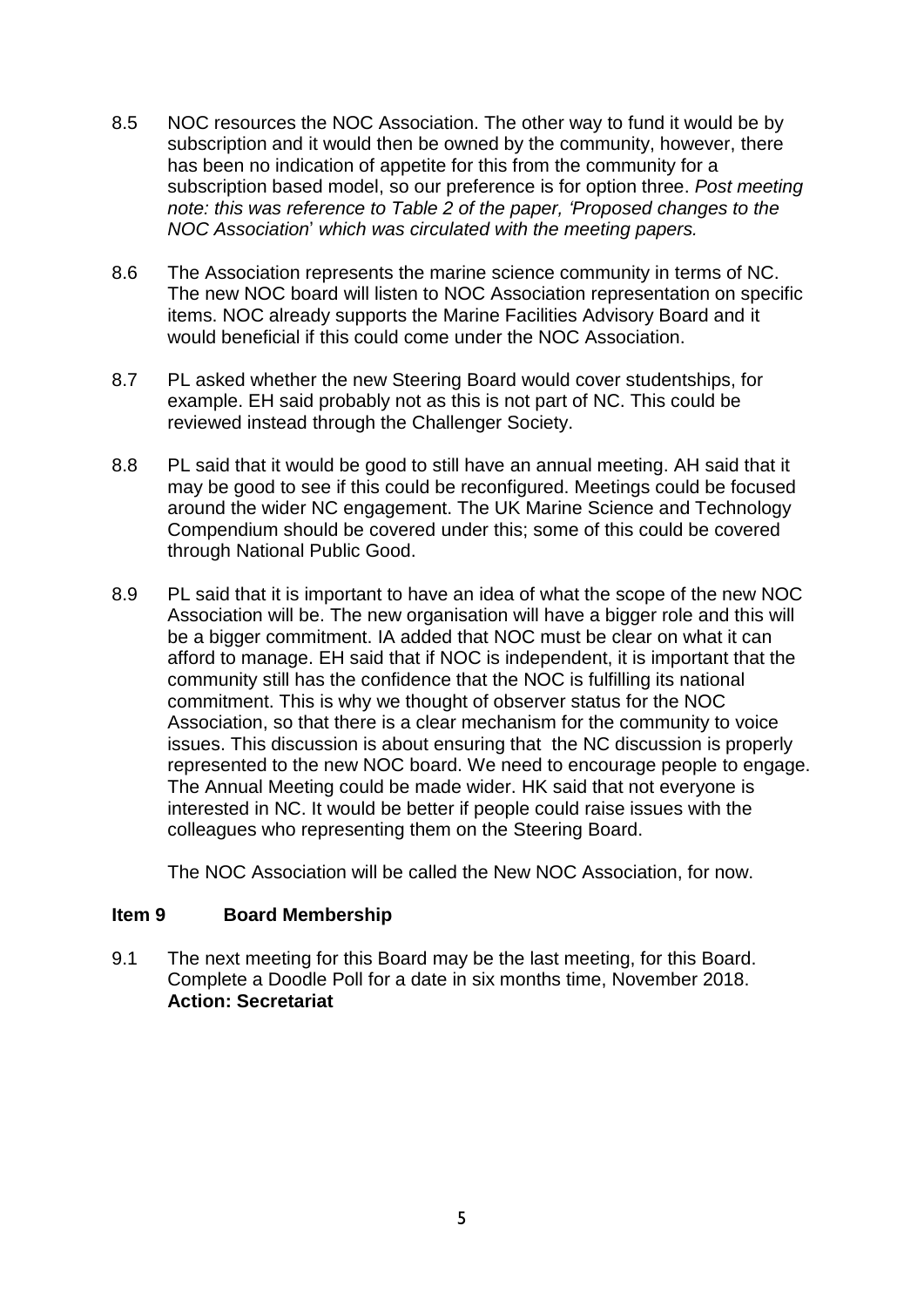8.5 NOC resources the NOC Association. The other way to fund it would be by subscription and it would then be owned by the community, however, there has been no indication of appetite for this from the community for a subscription based model, so our preference is for option three. *Post meeting note: this was reference to Table 2 of the paper, 'Proposed changes to the NOC Association' which was circulated with the meeting papers.*

8.6 The Association represents the marine science community in terms of NC. The new NOC board will listen to NOC Association representation on specific items. NOC already supports the Marine Facilities Advisory Board and it would beneficial if this could come under the NOC Association.

8.7 PL asked whether the new Steering Board would cover studentships, for example. EH said probably not as this is not part of NC. This could be reviewed instead through the Challenger Society.

8.8 PL said that it would be good to still have an annual meeting. AH said that it may be good to see if this could be reconfigured. Meetings could be focused around the wider NC engagement. The UK Marine Science and Technology Compendium should be covered under this; some of this could be covered through National Public Good.

8.9 PL said that it is important to have an idea of what the scope of the new NOC Association will be. The new organisation will have a bigger role and this will be a bigger commitment. IA added that NOC must be clear on what it can afford to manage. EH said that if NOC is independent, it is important that the community still has the confidence that the NOC is fulfilling its national commitment. This is why we thought of observer status for the NOC Association, so that there is a clear mechanism for the community to voice issues. This discussion is about ensuring that the NC discussion is properly represented to the new NOC board. We need to encourage people to engage. The Annual Meeting could be made wider. HK said that not everyone is interested in NC. It would be better if people could raise issues with the colleagues who representing them on the Steering Board.

The NOC Association will be called the New NOC Association, for now.

### Item 9 Board Membership

9.1 The next meeting for this Board may be the last meeting, for this Board. Complete a Doodle Poll for a date in six months time, November 2018.
**Action: Secretariat**